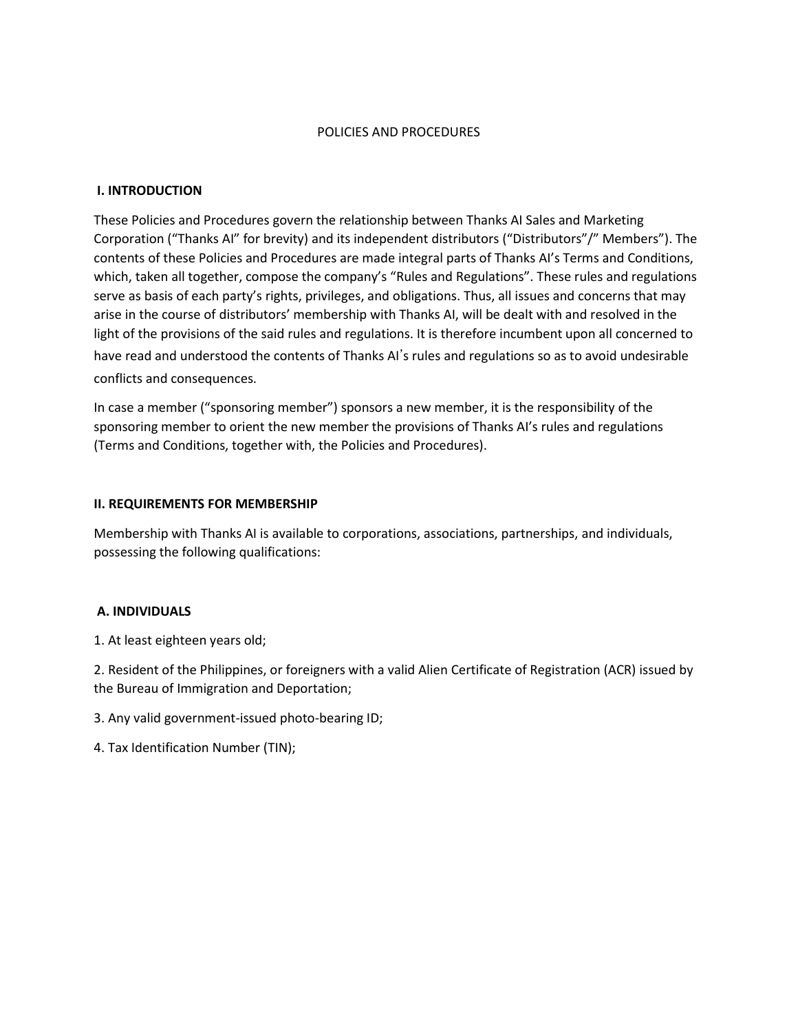# POLICIES AND PROCEDURES

## I. INTRODUCTION

These Policies and Procedures govern the relationship between Thanks AI Sales and Marketing Corporation ("Thanks AI" for brevity) and its independent distributors ("Distributors"/" Members"). The contents of these Policies and Procedures are made integral parts of Thanks AI's Terms and Conditions, which, taken all together, compose the company's "Rules and Regulations". These rules and regulations serve as basis of each party's rights, privileges, and obligations. Thus, all issues and concerns that may arise in the course of distributors' membership with Thanks AI, will be dealt with and resolved in the light of the provisions of the said rules and regulations. It is therefore incumbent upon all concerned to have read and understood the contents of Thanks AI's rules and regulations so as to avoid undesirable conflicts and consequences.

In case a member ("sponsoring member") sponsors a new member, it is the responsibility of the sponsoring member to orient the new member the provisions of Thanks AI's rules and regulations (Terms and Conditions, together with, the Policies and Procedures).

## II. REQUIREMENTS FOR MEMBERSHIP

Membership with Thanks AI is available to corporations, associations, partnerships, and individuals, possessing the following qualifications:

### A. INDIVIDUALS

1. At least eighteen years old;

2. Resident of the Philippines, or foreigners with a valid Alien Certificate of Registration (ACR) issued by the Bureau of Immigration and Deportation;

3. Any valid government-issued photo-bearing ID;

4. Tax Identification Number (TIN);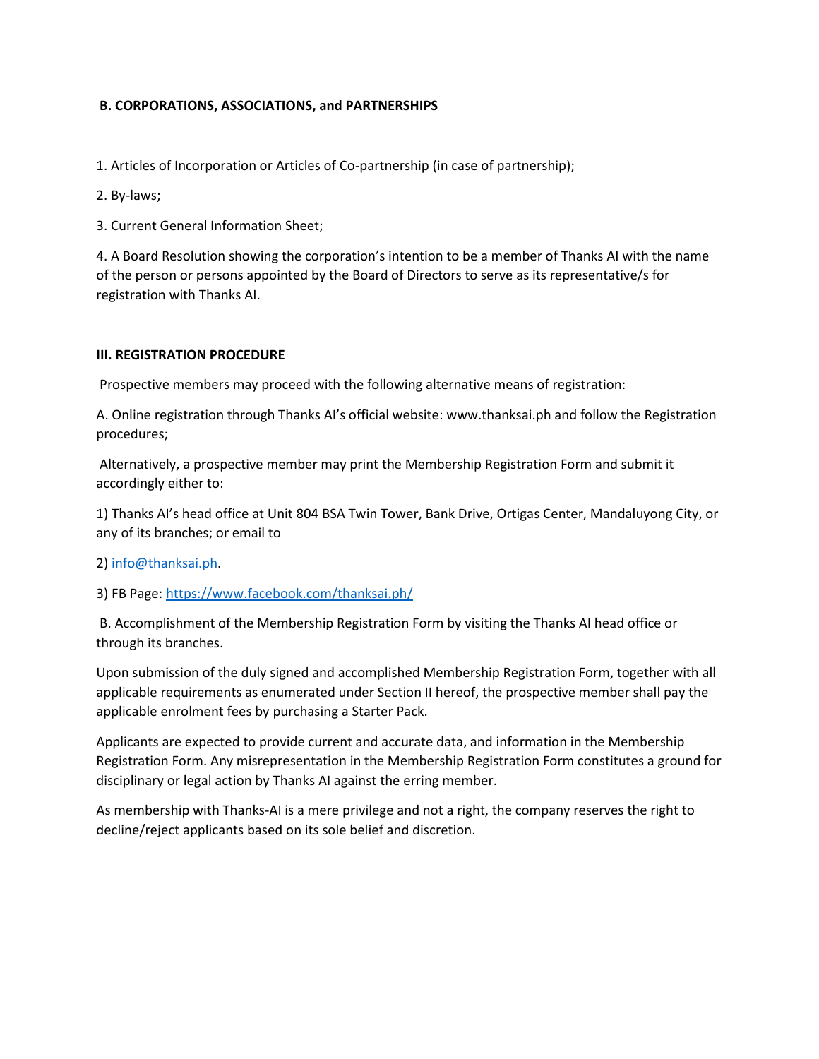**B. CORPORATIONS, ASSOCIATIONS, and PARTNERSHIPS**

1. Articles of Incorporation or Articles of Co-partnership (in case of partnership);
2. By-laws;
3. Current General Information Sheet;
4. A Board Resolution showing the corporation's intention to be a member of Thanks AI with the name of the person or persons appointed by the Board of Directors to serve as its representative/s for registration with Thanks AI.

## III. REGISTRATION PROCEDURE

Prospective members may proceed with the following alternative means of registration:

A. Online registration through Thanks AI's official website: www.thanksai.ph and follow the Registration procedures;

Alternatively, a prospective member may print the Membership Registration Form and submit it accordingly either to:

1) Thanks AI's head office at Unit 804 BSA Twin Tower, Bank Drive, Ortigas Center, Mandaluyong City, or any of its branches; or email to

2) info@thanksai.ph.

3) FB Page: https://www.facebook.com/thanksai.ph/

B. Accomplishment of the Membership Registration Form by visiting the Thanks AI head office or through its branches.

Upon submission of the duly signed and accomplished Membership Registration Form, together with all applicable requirements as enumerated under Section II hereof, the prospective member shall pay the applicable enrolment fees by purchasing a Starter Pack.

Applicants are expected to provide current and accurate data, and information in the Membership Registration Form. Any misrepresentation in the Membership Registration Form constitutes a ground for disciplinary or legal action by Thanks AI against the erring member.

As membership with Thanks-AI is a mere privilege and not a right, the company reserves the right to decline/reject applicants based on its sole belief and discretion.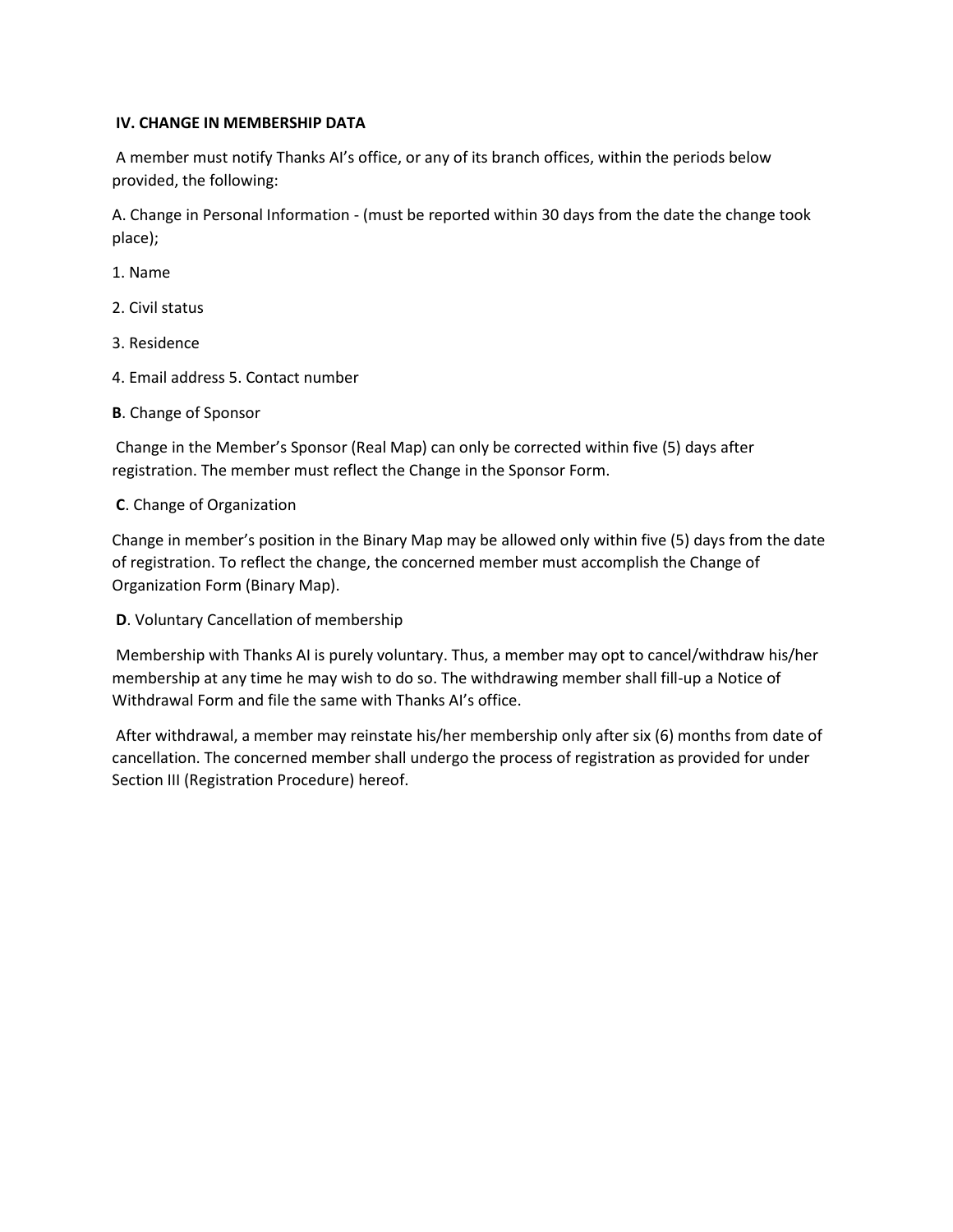## IV. CHANGE IN MEMBERSHIP DATA

A member must notify Thanks AI's office, or any of its branch offices, within the periods below provided, the following:

A. Change in Personal Information - (must be reported within 30 days from the date the change took place);

1. Name

2. Civil status

3. Residence

4. Email address 5. Contact number

**B**. Change of Sponsor

Change in the Member's Sponsor (Real Map) can only be corrected within five (5) days after registration. The member must reflect the Change in the Sponsor Form.

**C**. Change of Organization

Change in member's position in the Binary Map may be allowed only within five (5) days from the date of registration. To reflect the change, the concerned member must accomplish the Change of Organization Form (Binary Map).

**D**. Voluntary Cancellation of membership

Membership with Thanks AI is purely voluntary. Thus, a member may opt to cancel/withdraw his/her membership at any time he may wish to do so. The withdrawing member shall fill-up a Notice of Withdrawal Form and file the same with Thanks AI's office.

After withdrawal, a member may reinstate his/her membership only after six (6) months from date of cancellation. The concerned member shall undergo the process of registration as provided for under Section III (Registration Procedure) hereof.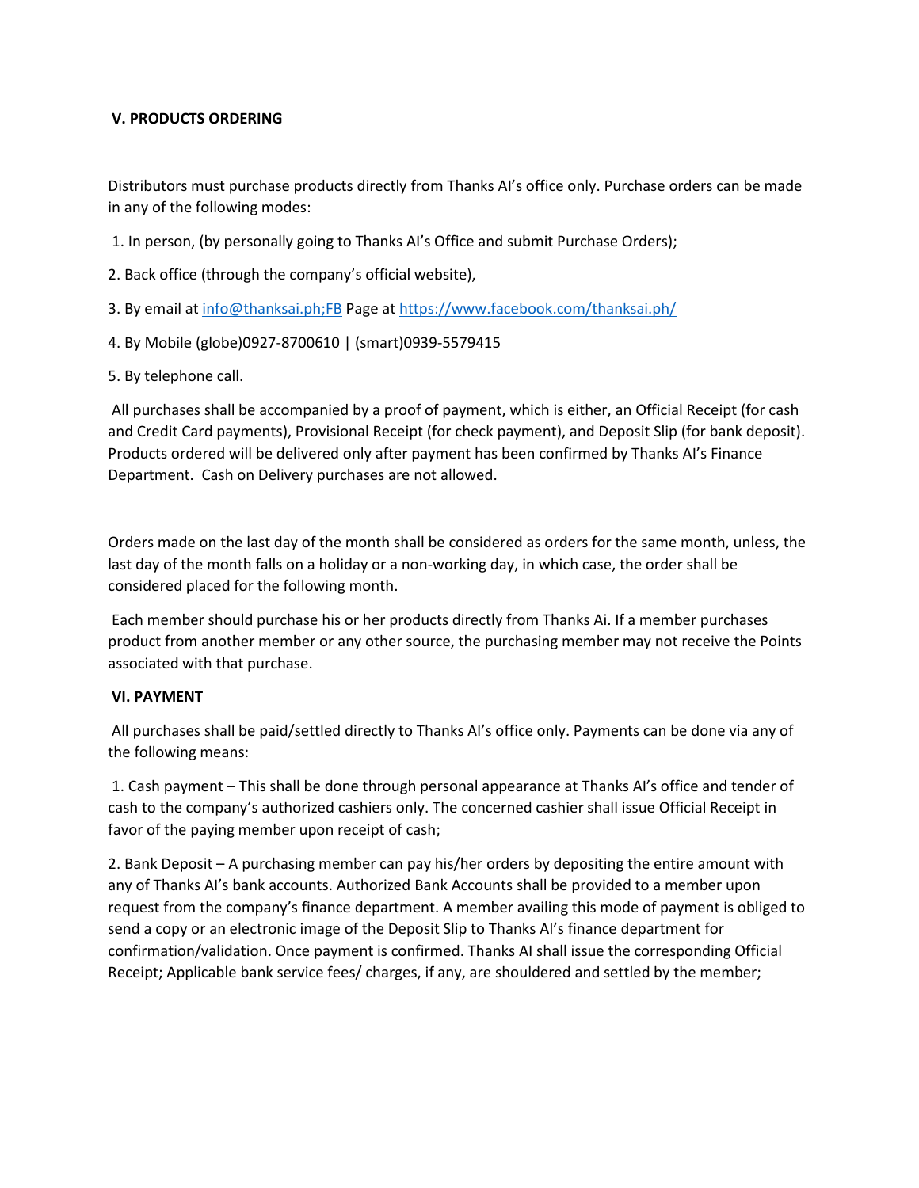## V. PRODUCTS ORDERING

Distributors must purchase products directly from Thanks AI's office only. Purchase orders can be made in any of the following modes:

1. In person, (by personally going to Thanks AI's Office and submit Purchase Orders);
2. Back office (through the company's official website),
3. By email at info@thanksai.ph;FB Page at https://www.facebook.com/thanksai.ph/
4. By Mobile (globe)0927-8700610 | (smart)0939-5579415
5. By telephone call.

All purchases shall be accompanied by a proof of payment, which is either, an Official Receipt (for cash and Credit Card payments), Provisional Receipt (for check payment), and Deposit Slip (for bank deposit). Products ordered will be delivered only after payment has been confirmed by Thanks AI's Finance Department. Cash on Delivery purchases are not allowed.

Orders made on the last day of the month shall be considered as orders for the same month, unless, the last day of the month falls on a holiday or a non-working day, in which case, the order shall be considered placed for the following month.

Each member should purchase his or her products directly from Thanks Ai. If a member purchases product from another member or any other source, the purchasing member may not receive the Points associated with that purchase.

## VI. PAYMENT

All purchases shall be paid/settled directly to Thanks AI's office only. Payments can be done via any of the following means:

1. Cash payment – This shall be done through personal appearance at Thanks AI's office and tender of cash to the company's authorized cashiers only. The concerned cashier shall issue Official Receipt in favor of the paying member upon receipt of cash;
2. Bank Deposit – A purchasing member can pay his/her orders by depositing the entire amount with any of Thanks AI's bank accounts. Authorized Bank Accounts shall be provided to a member upon request from the company's finance department. A member availing this mode of payment is obliged to send a copy or an electronic image of the Deposit Slip to Thanks AI's finance department for confirmation/validation. Once payment is confirmed. Thanks AI shall issue the corresponding Official Receipt; Applicable bank service fees/ charges, if any, are shouldered and settled by the member;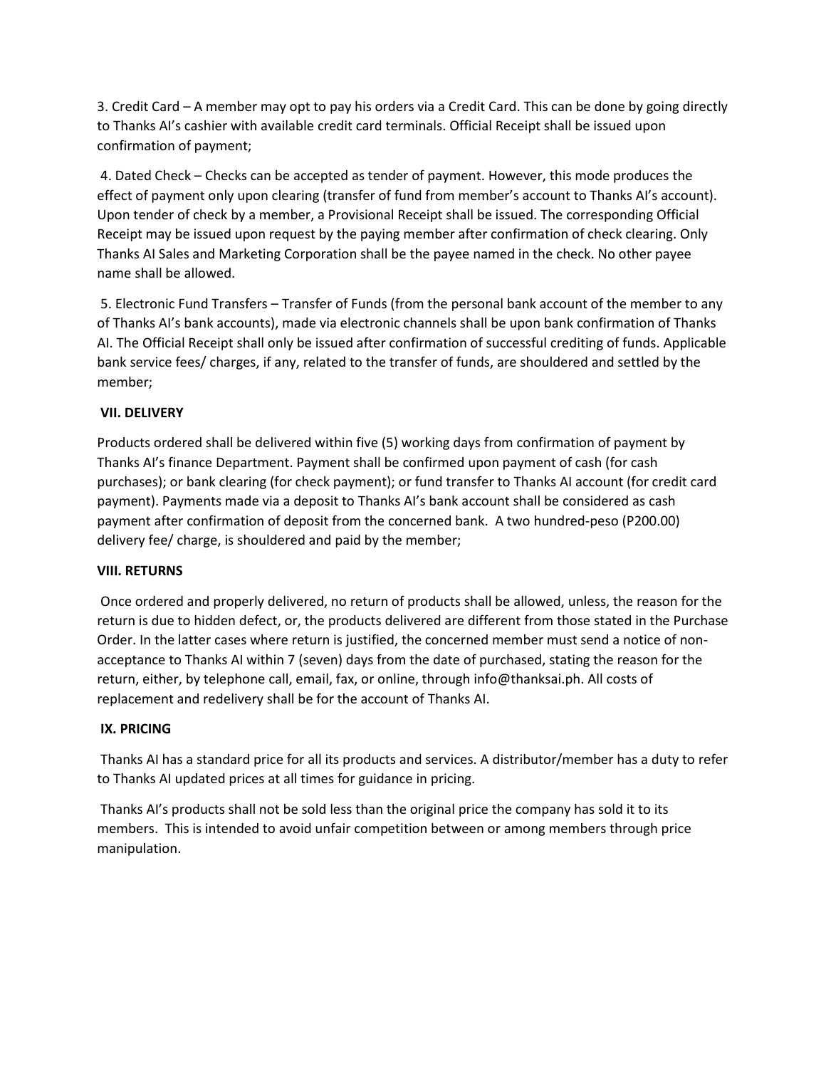3. Credit Card – A member may opt to pay his orders via a Credit Card. This can be done by going directly to Thanks AI's cashier with available credit card terminals. Official Receipt shall be issued upon confirmation of payment;

4. Dated Check – Checks can be accepted as tender of payment. However, this mode produces the effect of payment only upon clearing (transfer of fund from member's account to Thanks AI's account). Upon tender of check by a member, a Provisional Receipt shall be issued. The corresponding Official Receipt may be issued upon request by the paying member after confirmation of check clearing. Only Thanks AI Sales and Marketing Corporation shall be the payee named in the check. No other payee name shall be allowed.

5. Electronic Fund Transfers – Transfer of Funds (from the personal bank account of the member to any of Thanks AI's bank accounts), made via electronic channels shall be upon bank confirmation of Thanks AI. The Official Receipt shall only be issued after confirmation of successful crediting of funds. Applicable bank service fees/ charges, if any, related to the transfer of funds, are shouldered and settled by the member;

## VII. DELIVERY

Products ordered shall be delivered within five (5) working days from confirmation of payment by Thanks AI's finance Department. Payment shall be confirmed upon payment of cash (for cash purchases); or bank clearing (for check payment); or fund transfer to Thanks AI account (for credit card payment). Payments made via a deposit to Thanks AI's bank account shall be considered as cash payment after confirmation of deposit from the concerned bank. A two hundred-peso (P200.00) delivery fee/ charge, is shouldered and paid by the member;

## VIII. RETURNS

Once ordered and properly delivered, no return of products shall be allowed, unless, the reason for the return is due to hidden defect, or, the products delivered are different from those stated in the Purchase Order. In the latter cases where return is justified, the concerned member must send a notice of non-acceptance to Thanks AI within 7 (seven) days from the date of purchased, stating the reason for the return, either, by telephone call, email, fax, or online, through info@thanksai.ph. All costs of replacement and redelivery shall be for the account of Thanks AI.

## IX. PRICING

Thanks AI has a standard price for all its products and services. A distributor/member has a duty to refer to Thanks AI updated prices at all times for guidance in pricing.

Thanks AI's products shall not be sold less than the original price the company has sold it to its members. This is intended to avoid unfair competition between or among members through price manipulation.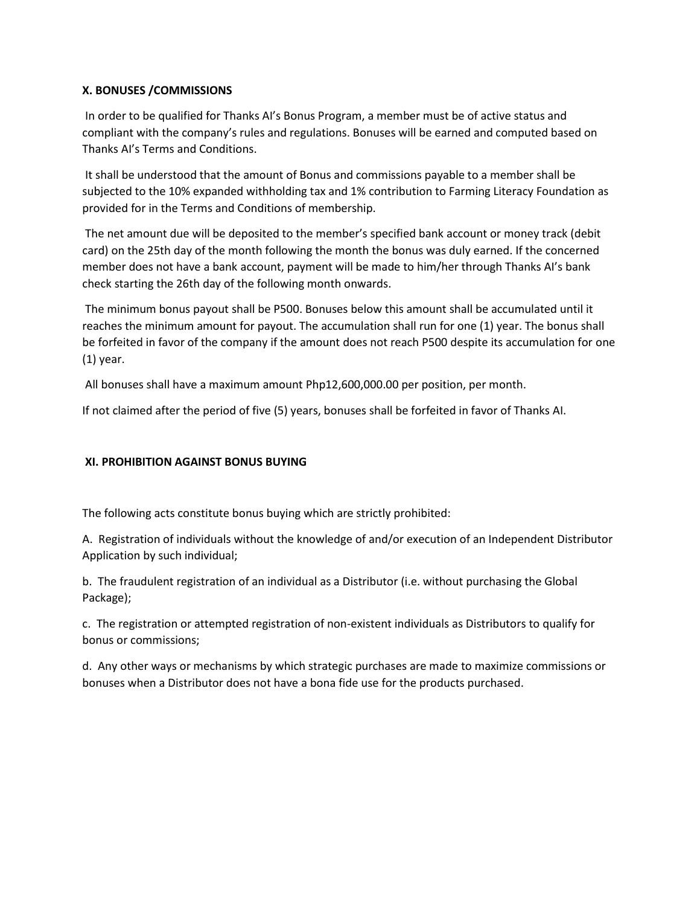### X. BONUSES /COMMISSIONS

In order to be qualified for Thanks AI's Bonus Program, a member must be of active status and compliant with the company's rules and regulations. Bonuses will be earned and computed based on Thanks AI's Terms and Conditions.

It shall be understood that the amount of Bonus and commissions payable to a member shall be subjected to the 10% expanded withholding tax and 1% contribution to Farming Literacy Foundation as provided for in the Terms and Conditions of membership.

The net amount due will be deposited to the member's specified bank account or money track (debit card) on the 25th day of the month following the month the bonus was duly earned. If the concerned member does not have a bank account, payment will be made to him/her through Thanks AI's bank check starting the 26th day of the following month onwards.

The minimum bonus payout shall be P500. Bonuses below this amount shall be accumulated until it reaches the minimum amount for payout. The accumulation shall run for one (1) year. The bonus shall be forfeited in favor of the company if the amount does not reach P500 despite its accumulation for one (1) year.

All bonuses shall have a maximum amount Php12,600,000.00 per position, per month.

If not claimed after the period of five (5) years, bonuses shall be forfeited in favor of Thanks AI.

### XI. PROHIBITION AGAINST BONUS BUYING

The following acts constitute bonus buying which are strictly prohibited:

A. Registration of individuals without the knowledge of and/or execution of an Independent Distributor Application by such individual;

b. The fraudulent registration of an individual as a Distributor (i.e. without purchasing the Global Package);

c. The registration or attempted registration of non-existent individuals as Distributors to qualify for bonus or commissions;

d. Any other ways or mechanisms by which strategic purchases are made to maximize commissions or bonuses when a Distributor does not have a bona fide use for the products purchased.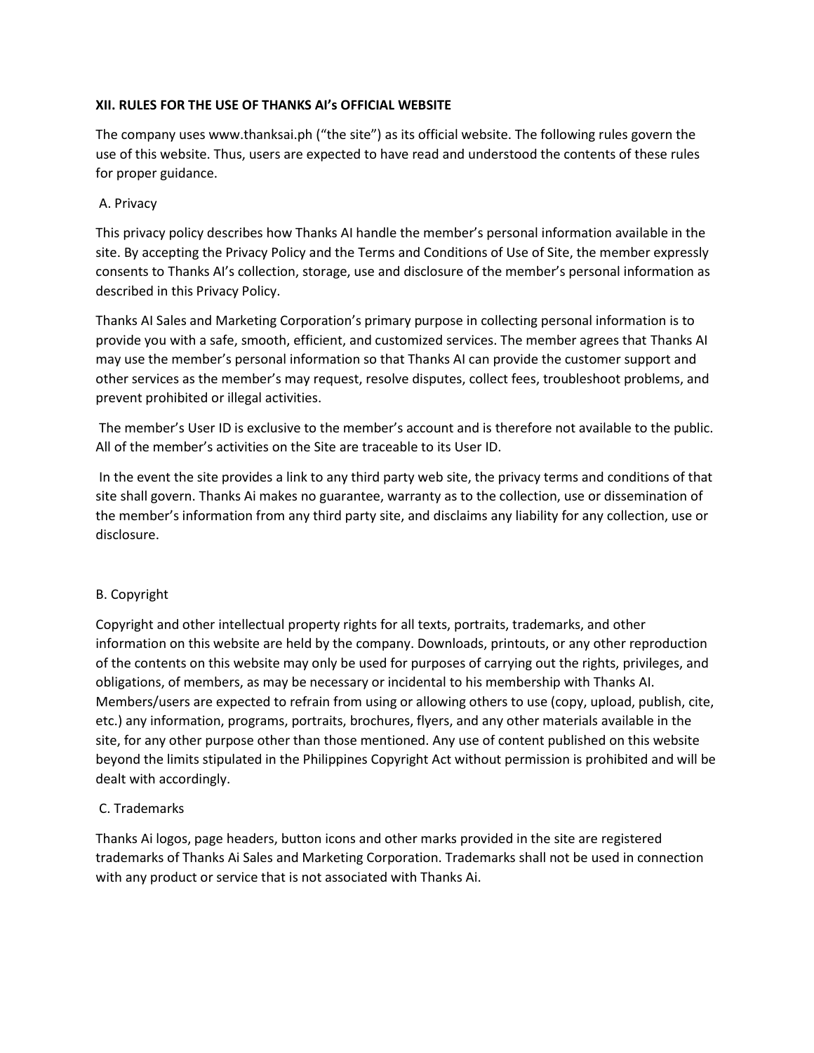**XII. RULES FOR THE USE OF THANKS AI's OFFICIAL WEBSITE**

The company uses www.thanksai.ph ("the site") as its official website. The following rules govern the use of this website. Thus, users are expected to have read and understood the contents of these rules for proper guidance.

A. Privacy

This privacy policy describes how Thanks AI handle the member's personal information available in the site. By accepting the Privacy Policy and the Terms and Conditions of Use of Site, the member expressly consents to Thanks AI's collection, storage, use and disclosure of the member's personal information as described in this Privacy Policy.

Thanks AI Sales and Marketing Corporation's primary purpose in collecting personal information is to provide you with a safe, smooth, efficient, and customized services. The member agrees that Thanks AI may use the member's personal information so that Thanks AI can provide the customer support and other services as the member's may request, resolve disputes, collect fees, troubleshoot problems, and prevent prohibited or illegal activities.

The member's User ID is exclusive to the member's account and is therefore not available to the public. All of the member's activities on the Site are traceable to its User ID.

In the event the site provides a link to any third party web site, the privacy terms and conditions of that site shall govern. Thanks Ai makes no guarantee, warranty as to the collection, use or dissemination of the member's information from any third party site, and disclaims any liability for any collection, use or disclosure.

B. Copyright

Copyright and other intellectual property rights for all texts, portraits, trademarks, and other information on this website are held by the company. Downloads, printouts, or any other reproduction of the contents on this website may only be used for purposes of carrying out the rights, privileges, and obligations, of members, as may be necessary or incidental to his membership with Thanks AI. Members/users are expected to refrain from using or allowing others to use (copy, upload, publish, cite, etc.) any information, programs, portraits, brochures, flyers, and any other materials available in the site, for any other purpose other than those mentioned. Any use of content published on this website beyond the limits stipulated in the Philippines Copyright Act without permission is prohibited and will be dealt with accordingly.

C. Trademarks

Thanks Ai logos, page headers, button icons and other marks provided in the site are registered trademarks of Thanks Ai Sales and Marketing Corporation. Trademarks shall not be used in connection with any product or service that is not associated with Thanks Ai.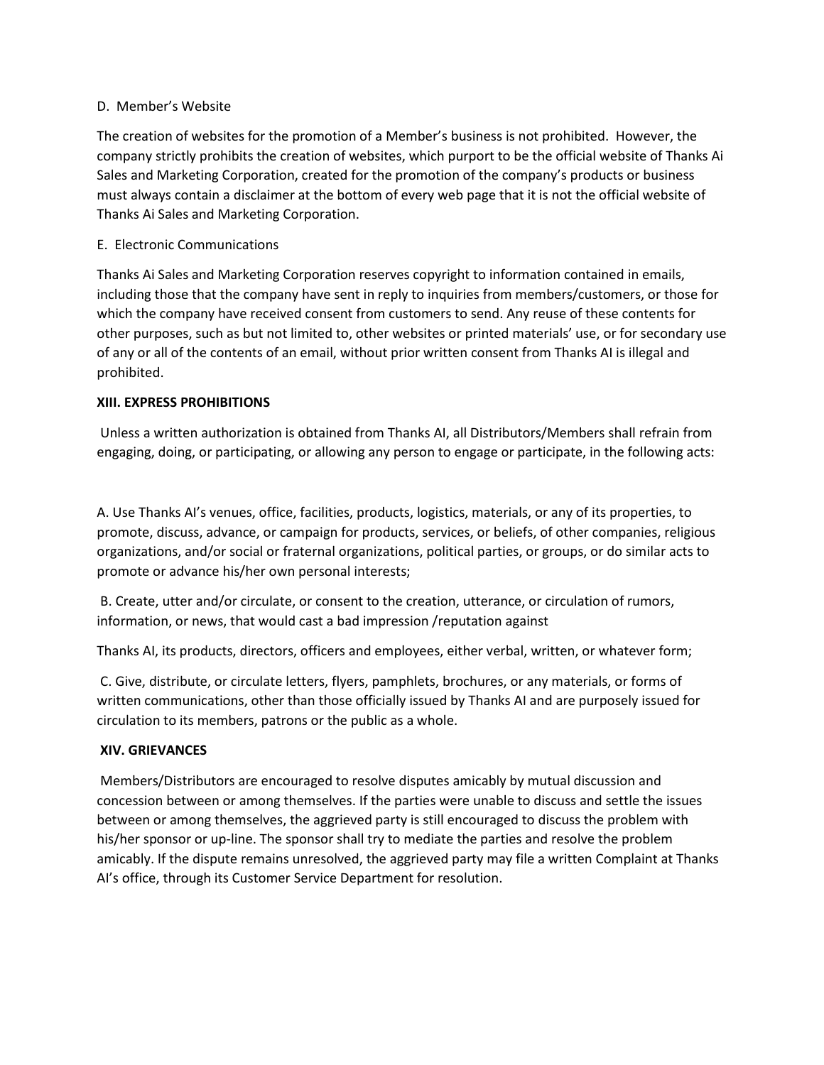D. Member's Website

The creation of websites for the promotion of a Member's business is not prohibited. However, the company strictly prohibits the creation of websites, which purport to be the official website of Thanks Ai Sales and Marketing Corporation, created for the promotion of the company's products or business must always contain a disclaimer at the bottom of every web page that it is not the official website of Thanks Ai Sales and Marketing Corporation.

E. Electronic Communications

Thanks Ai Sales and Marketing Corporation reserves copyright to information contained in emails, including those that the company have sent in reply to inquiries from members/customers, or those for which the company have received consent from customers to send. Any reuse of these contents for other purposes, such as but not limited to, other websites or printed materials' use, or for secondary use of any or all of the contents of an email, without prior written consent from Thanks AI is illegal and prohibited.

## XIII. EXPRESS PROHIBITIONS

Unless a written authorization is obtained from Thanks AI, all Distributors/Members shall refrain from engaging, doing, or participating, or allowing any person to engage or participate, in the following acts:

A. Use Thanks AI's venues, office, facilities, products, logistics, materials, or any of its properties, to promote, discuss, advance, or campaign for products, services, or beliefs, of other companies, religious organizations, and/or social or fraternal organizations, political parties, or groups, or do similar acts to promote or advance his/her own personal interests;

B. Create, utter and/or circulate, or consent to the creation, utterance, or circulation of rumors, information, or news, that would cast a bad impression /reputation against

Thanks AI, its products, directors, officers and employees, either verbal, written, or whatever form;

C. Give, distribute, or circulate letters, flyers, pamphlets, brochures, or any materials, or forms of written communications, other than those officially issued by Thanks AI and are purposely issued for circulation to its members, patrons or the public as a whole.

## XIV. GRIEVANCES

Members/Distributors are encouraged to resolve disputes amicably by mutual discussion and concession between or among themselves. If the parties were unable to discuss and settle the issues between or among themselves, the aggrieved party is still encouraged to discuss the problem with his/her sponsor or up-line. The sponsor shall try to mediate the parties and resolve the problem amicably. If the dispute remains unresolved, the aggrieved party may file a written Complaint at Thanks AI's office, through its Customer Service Department for resolution.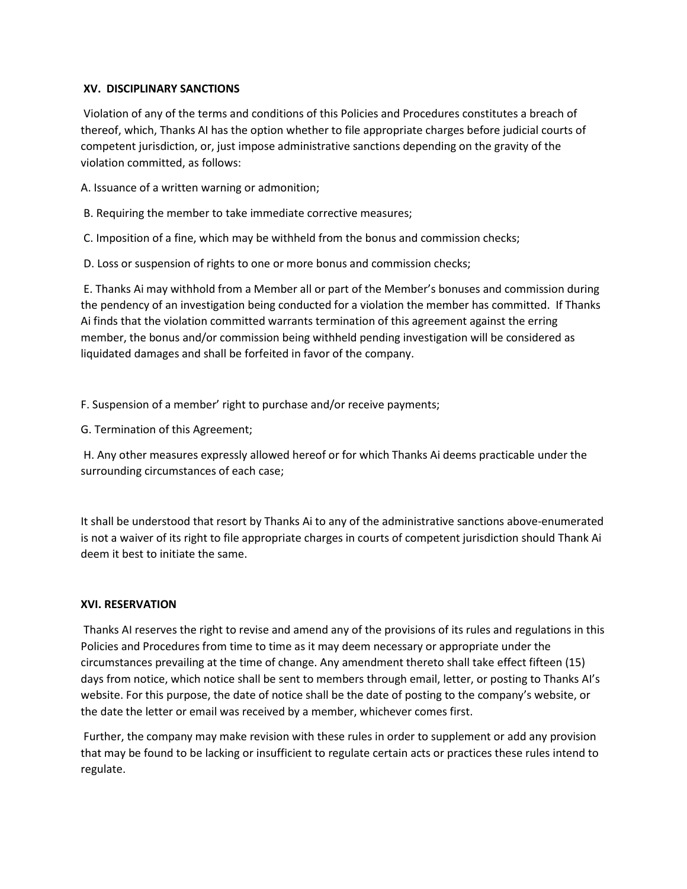## XV. DISCIPLINARY SANCTIONS

Violation of any of the terms and conditions of this Policies and Procedures constitutes a breach of thereof, which, Thanks AI has the option whether to file appropriate charges before judicial courts of competent jurisdiction, or, just impose administrative sanctions depending on the gravity of the violation committed, as follows:

A. Issuance of a written warning or admonition;

B. Requiring the member to take immediate corrective measures;

C. Imposition of a fine, which may be withheld from the bonus and commission checks;

D. Loss or suspension of rights to one or more bonus and commission checks;

E. Thanks Ai may withhold from a Member all or part of the Member's bonuses and commission during the pendency of an investigation being conducted for a violation the member has committed. If Thanks Ai finds that the violation committed warrants termination of this agreement against the erring member, the bonus and/or commission being withheld pending investigation will be considered as liquidated damages and shall be forfeited in favor of the company.

F. Suspension of a member' right to purchase and/or receive payments;

G. Termination of this Agreement;

H. Any other measures expressly allowed hereof or for which Thanks Ai deems practicable under the surrounding circumstances of each case;

It shall be understood that resort by Thanks Ai to any of the administrative sanctions above-enumerated is not a waiver of its right to file appropriate charges in courts of competent jurisdiction should Thank Ai deem it best to initiate the same.

## XVI. RESERVATION

Thanks AI reserves the right to revise and amend any of the provisions of its rules and regulations in this Policies and Procedures from time to time as it may deem necessary or appropriate under the circumstances prevailing at the time of change. Any amendment thereto shall take effect fifteen (15) days from notice, which notice shall be sent to members through email, letter, or posting to Thanks AI's website. For this purpose, the date of notice shall be the date of posting to the company's website, or the date the letter or email was received by a member, whichever comes first.

Further, the company may make revision with these rules in order to supplement or add any provision that may be found to be lacking or insufficient to regulate certain acts or practices these rules intend to regulate.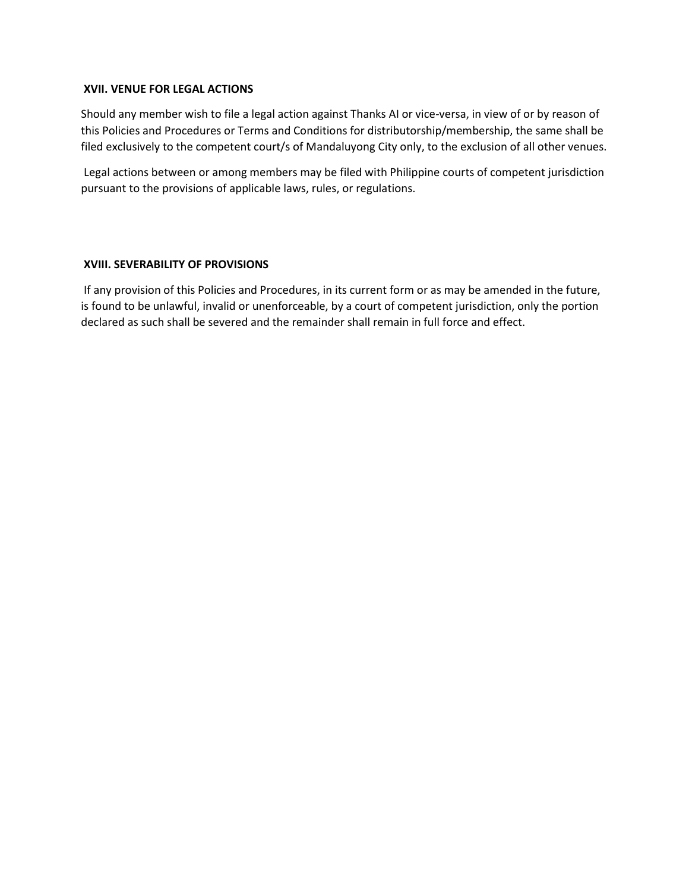### XVII. VENUE FOR LEGAL ACTIONS

Should any member wish to file a legal action against Thanks AI or vice-versa, in view of or by reason of this Policies and Procedures or Terms and Conditions for distributorship/membership, the same shall be filed exclusively to the competent court/s of Mandaluyong City only, to the exclusion of all other venues.

Legal actions between or among members may be filed with Philippine courts of competent jurisdiction pursuant to the provisions of applicable laws, rules, or regulations.

### XVIII. SEVERABILITY OF PROVISIONS

If any provision of this Policies and Procedures, in its current form or as may be amended in the future, is found to be unlawful, invalid or unenforceable, by a court of competent jurisdiction, only the portion declared as such shall be severed and the remainder shall remain in full force and effect.